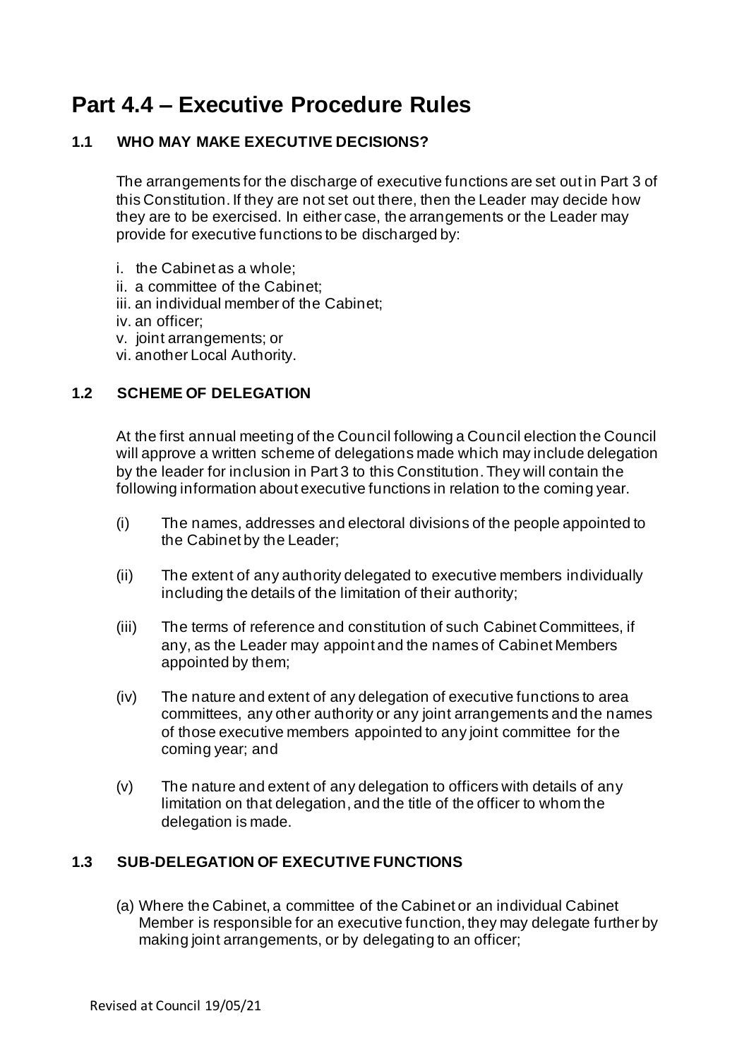# Part 4.4 – Executive Procedure Rules

## 1.1 WHO MAY MAKE EXECUTIVE DECISIONS?

The arrangements for the discharge of executive functions are set out in Part 3 of this Constitution. If they are not set out there, then the Leader may decide how they are to be exercised. In either case, the arrangements or the Leader may provide for executive functions to be discharged by:

i. the Cabinet as a whole;
ii. a committee of the Cabinet;
iii. an individual member of the Cabinet;
iv. an officer;
v. joint arrangements; or
vi. another Local Authority.

## 1.2 SCHEME OF DELEGATION

At the first annual meeting of the Council following a Council election the Council will approve a written scheme of delegations made which may include delegation by the leader for inclusion in Part 3 to this Constitution. They will contain the following information about executive functions in relation to the coming year.

(i) The names, addresses and electoral divisions of the people appointed to the Cabinet by the Leader;

(ii) The extent of any authority delegated to executive members individually including the details of the limitation of their authority;

(iii) The terms of reference and constitution of such Cabinet Committees, if any, as the Leader may appoint and the names of Cabinet Members appointed by them;

(iv) The nature and extent of any delegation of executive functions to area committees, any other authority or any joint arrangements and the names of those executive members appointed to any joint committee for the coming year; and

(v) The nature and extent of any delegation to officers with details of any limitation on that delegation, and the title of the officer to whom the delegation is made.

## 1.3 SUB-DELEGATION OF EXECUTIVE FUNCTIONS

(a) Where the Cabinet, a committee of the Cabinet or an individual Cabinet Member is responsible for an executive function, they may delegate further by making joint arrangements, or by delegating to an officer;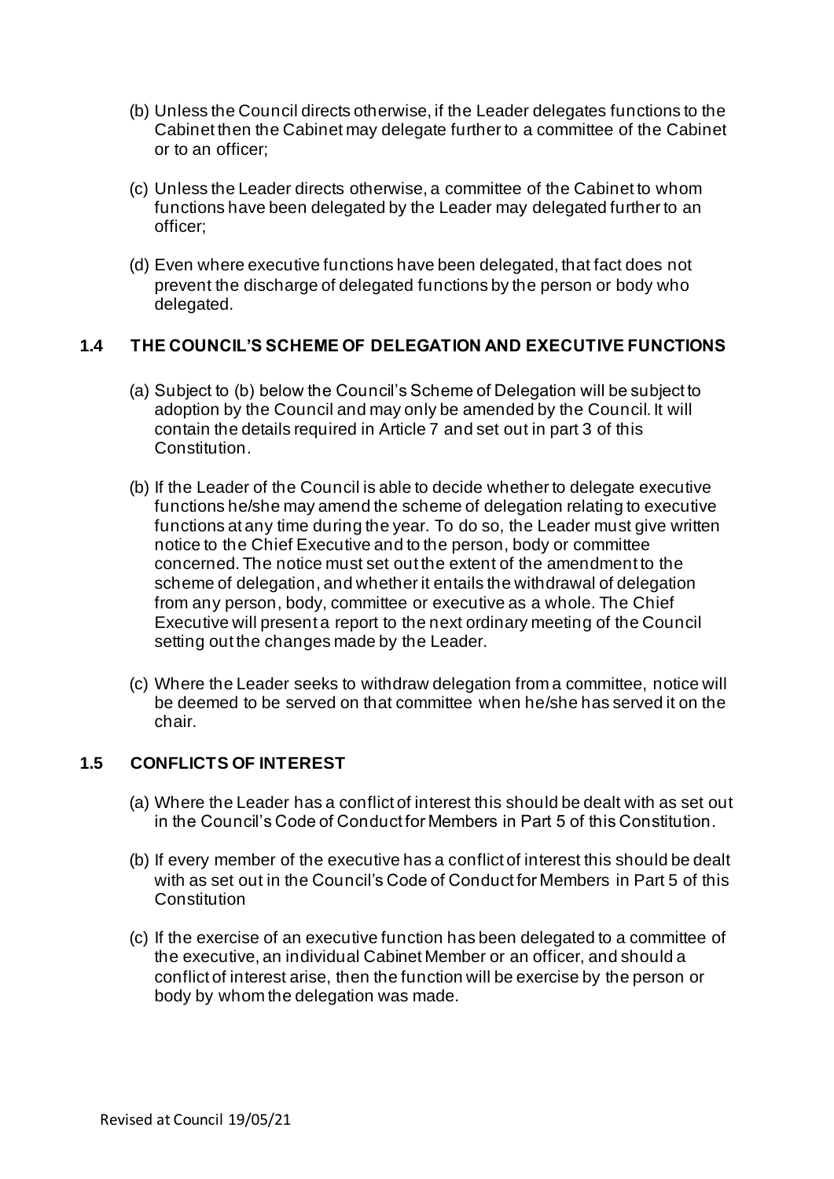(b) Unless the Council directs otherwise, if the Leader delegates functions to the Cabinet then the Cabinet may delegate further to a committee of the Cabinet or to an officer;

(c) Unless the Leader directs otherwise, a committee of the Cabinet to whom functions have been delegated by the Leader may delegated further to an officer;

(d) Even where executive functions have been delegated, that fact does not prevent the discharge of delegated functions by the person or body who delegated.

### 1.4 THE COUNCIL'S SCHEME OF DELEGATION AND EXECUTIVE FUNCTIONS

(a) Subject to (b) below the Council's Scheme of Delegation will be subject to adoption by the Council and may only be amended by the Council. It will contain the details required in Article 7 and set out in part 3 of this Constitution.

(b) If the Leader of the Council is able to decide whether to delegate executive functions he/she may amend the scheme of delegation relating to executive functions at any time during the year. To do so, the Leader must give written notice to the Chief Executive and to the person, body or committee concerned. The notice must set out the extent of the amendment to the scheme of delegation, and whether it entails the withdrawal of delegation from any person, body, committee or executive as a whole. The Chief Executive will present a report to the next ordinary meeting of the Council setting out the changes made by the Leader.

(c) Where the Leader seeks to withdraw delegation from a committee, notice will be deemed to be served on that committee when he/she has served it on the chair.

### 1.5 CONFLICTS OF INTEREST

(a) Where the Leader has a conflict of interest this should be dealt with as set out in the Council's Code of Conduct for Members in Part 5 of this Constitution.

(b) If every member of the executive has a conflict of interest this should be dealt with as set out in the Council's Code of Conduct for Members in Part 5 of this Constitution

(c) If the exercise of an executive function has been delegated to a committee of the executive, an individual Cabinet Member or an officer, and should a conflict of interest arise, then the function will be exercise by the person or body by whom the delegation was made.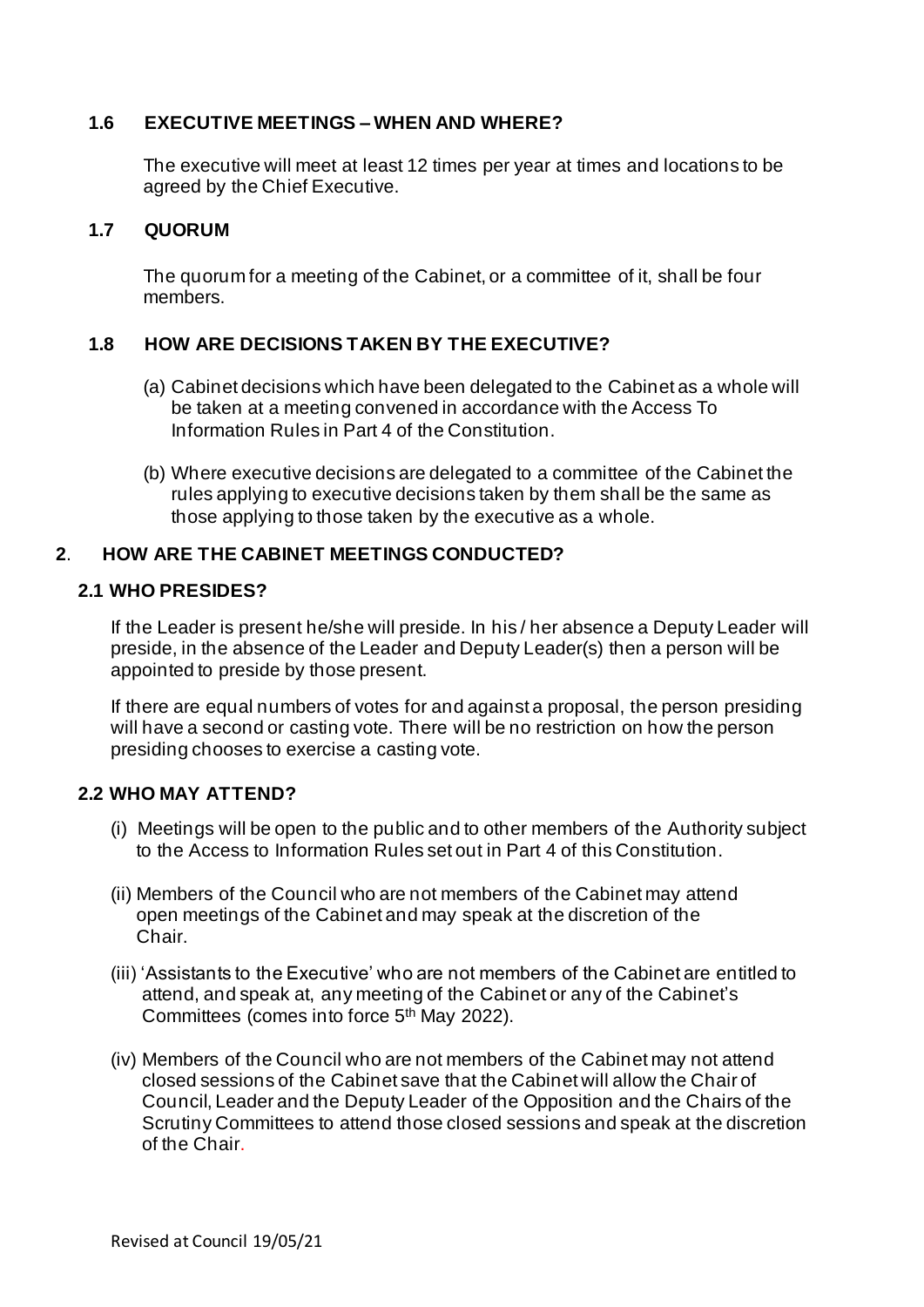### 1.6 EXECUTIVE MEETINGS – WHEN AND WHERE?

The executive will meet at least 12 times per year at times and locations to be agreed by the Chief Executive.

### 1.7 QUORUM

The quorum for a meeting of the Cabinet, or a committee of it, shall be four members.

### 1.8 HOW ARE DECISIONS TAKEN BY THE EXECUTIVE?

(a) Cabinet decisions which have been delegated to the Cabinet as a whole will be taken at a meeting convened in accordance with the Access To Information Rules in Part 4 of the Constitution.

(b) Where executive decisions are delegated to a committee of the Cabinet the rules applying to executive decisions taken by them shall be the same as those applying to those taken by the executive as a whole.

## 2. HOW ARE THE CABINET MEETINGS CONDUCTED?

### 2.1 WHO PRESIDES?

If the Leader is present he/she will preside. In his / her absence a Deputy Leader will preside, in the absence of the Leader and Deputy Leader(s) then a person will be appointed to preside by those present.

If there are equal numbers of votes for and against a proposal, the person presiding will have a second or casting vote. There will be no restriction on how the person presiding chooses to exercise a casting vote.

### 2.2 WHO MAY ATTEND?

(i) Meetings will be open to the public and to other members of the Authority subject to the Access to Information Rules set out in Part 4 of this Constitution.

(ii) Members of the Council who are not members of the Cabinet may attend open meetings of the Cabinet and may speak at the discretion of the Chair.

(iii) 'Assistants to the Executive' who are not members of the Cabinet are entitled to attend, and speak at, any meeting of the Cabinet or any of the Cabinet's Committees (comes into force 5th May 2022).

(iv) Members of the Council who are not members of the Cabinet may not attend closed sessions of the Cabinet save that the Cabinet will allow the Chair of Council, Leader and the Deputy Leader of the Opposition and the Chairs of the Scrutiny Committees to attend those closed sessions and speak at the discretion of the Chair.

Revised at Council 19/05/21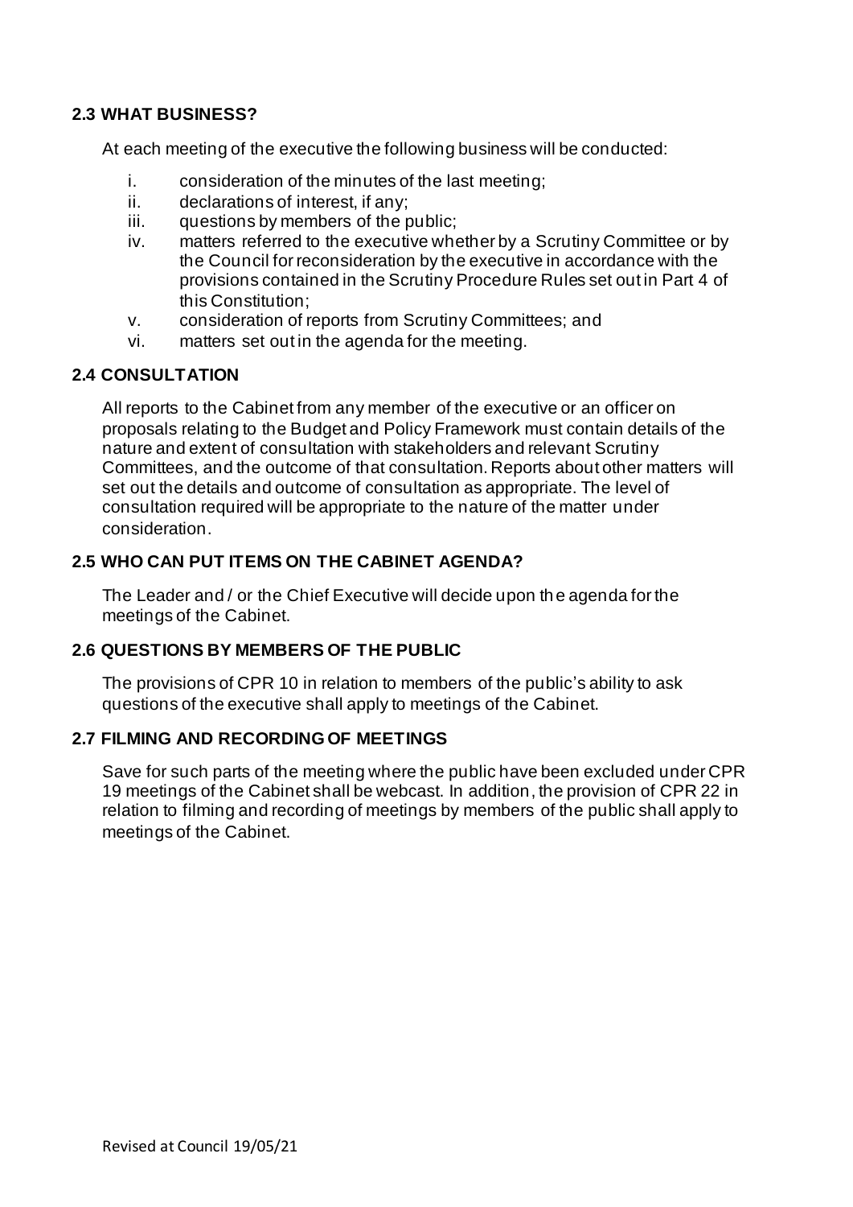### 2.3 WHAT BUSINESS?

At each meeting of the executive the following business will be conducted:

i. consideration of the minutes of the last meeting;
ii. declarations of interest, if any;
iii. questions by members of the public;
iv. matters referred to the executive whether by a Scrutiny Committee or by the Council for reconsideration by the executive in accordance with the provisions contained in the Scrutiny Procedure Rules set out in Part 4 of this Constitution;
v. consideration of reports from Scrutiny Committees; and
vi. matters set out in the agenda for the meeting.

### 2.4 CONSULTATION

All reports to the Cabinet from any member of the executive or an officer on proposals relating to the Budget and Policy Framework must contain details of the nature and extent of consultation with stakeholders and relevant Scrutiny Committees, and the outcome of that consultation. Reports about other matters will set out the details and outcome of consultation as appropriate. The level of consultation required will be appropriate to the nature of the matter under consideration.

### 2.5 WHO CAN PUT ITEMS ON THE CABINET AGENDA?

The Leader and / or the Chief Executive will decide upon the agenda for the meetings of the Cabinet.

### 2.6 QUESTIONS BY MEMBERS OF THE PUBLIC

The provisions of CPR 10 in relation to members of the public's ability to ask questions of the executive shall apply to meetings of the Cabinet.

### 2.7 FILMING AND RECORDING OF MEETINGS

Save for such parts of the meeting where the public have been excluded under CPR 19 meetings of the Cabinet shall be webcast. In addition, the provision of CPR 22 in relation to filming and recording of meetings by members of the public shall apply to meetings of the Cabinet.

Revised at Council 19/05/21